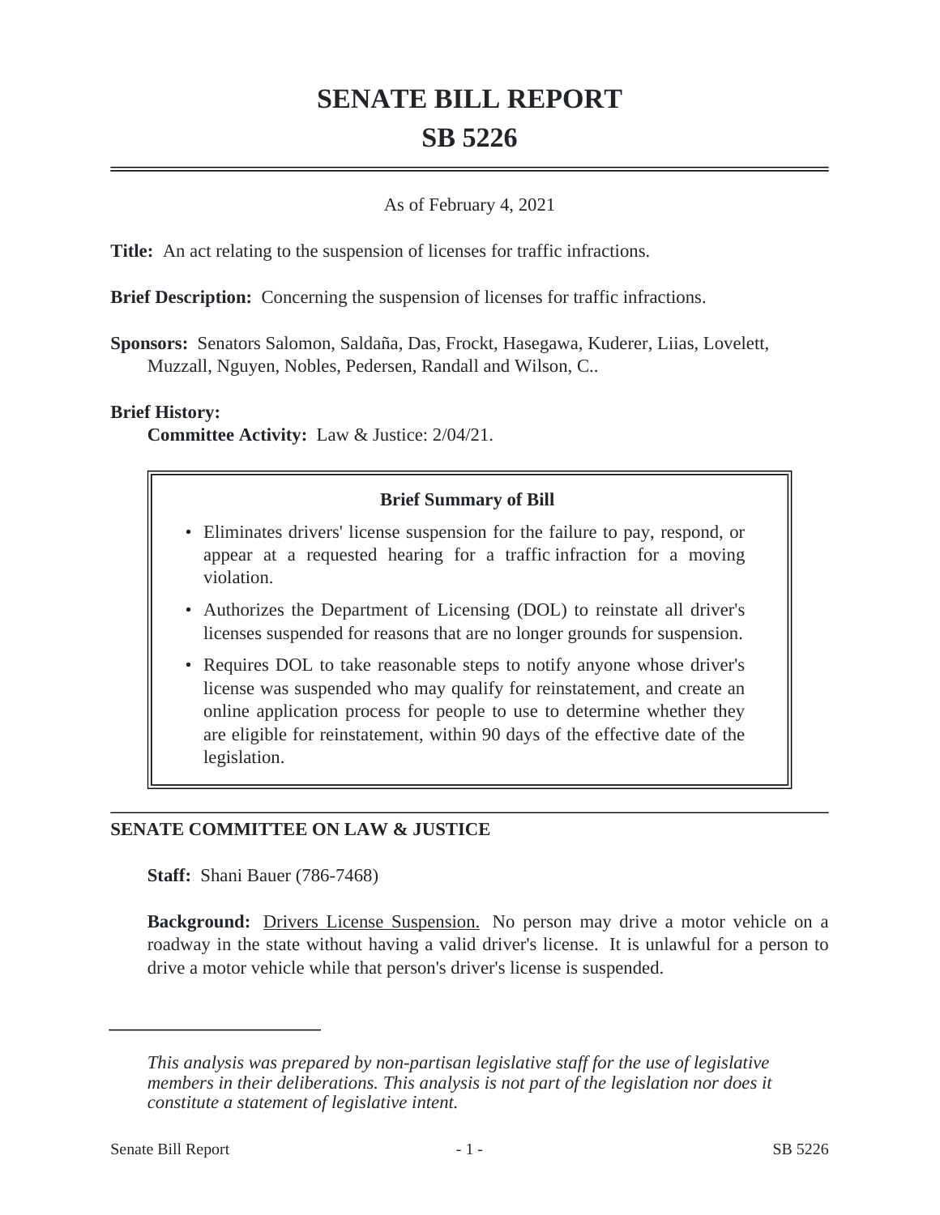# SENATE BILL REPORT

# SB 5226

As of February 4, 2021

**Title:** An act relating to the suspension of licenses for traffic infractions.

**Brief Description:** Concerning the suspension of licenses for traffic infractions.

**Sponsors:** Senators Salomon, Saldaña, Das, Frockt, Hasegawa, Kuderer, Liias, Lovelett, Muzzall, Nguyen, Nobles, Pedersen, Randall and Wilson, C..

**Brief History:**

**Committee Activity:** Law & Justice: 2/04/21.

**Brief Summary of Bill**

- Eliminates drivers' license suspension for the failure to pay, respond, or appear at a requested hearing for a traffic infraction for a moving violation.
- Authorizes the Department of Licensing (DOL) to reinstate all driver's licenses suspended for reasons that are no longer grounds for suspension.
- Requires DOL to take reasonable steps to notify anyone whose driver's license was suspended who may qualify for reinstatement, and create an online application process for people to use to determine whether they are eligible for reinstatement, within 90 days of the effective date of the legislation.

## SENATE COMMITTEE ON LAW & JUSTICE

**Staff:** Shani Bauer (786-7468)

**Background:** Drivers License Suspension. No person may drive a motor vehicle on a roadway in the state without having a valid driver's license. It is unlawful for a person to drive a motor vehicle while that person's driver's license is suspended.

*This analysis was prepared by non-partisan legislative staff for the use of legislative members in their deliberations. This analysis is not part of the legislation nor does it constitute a statement of legislative intent.*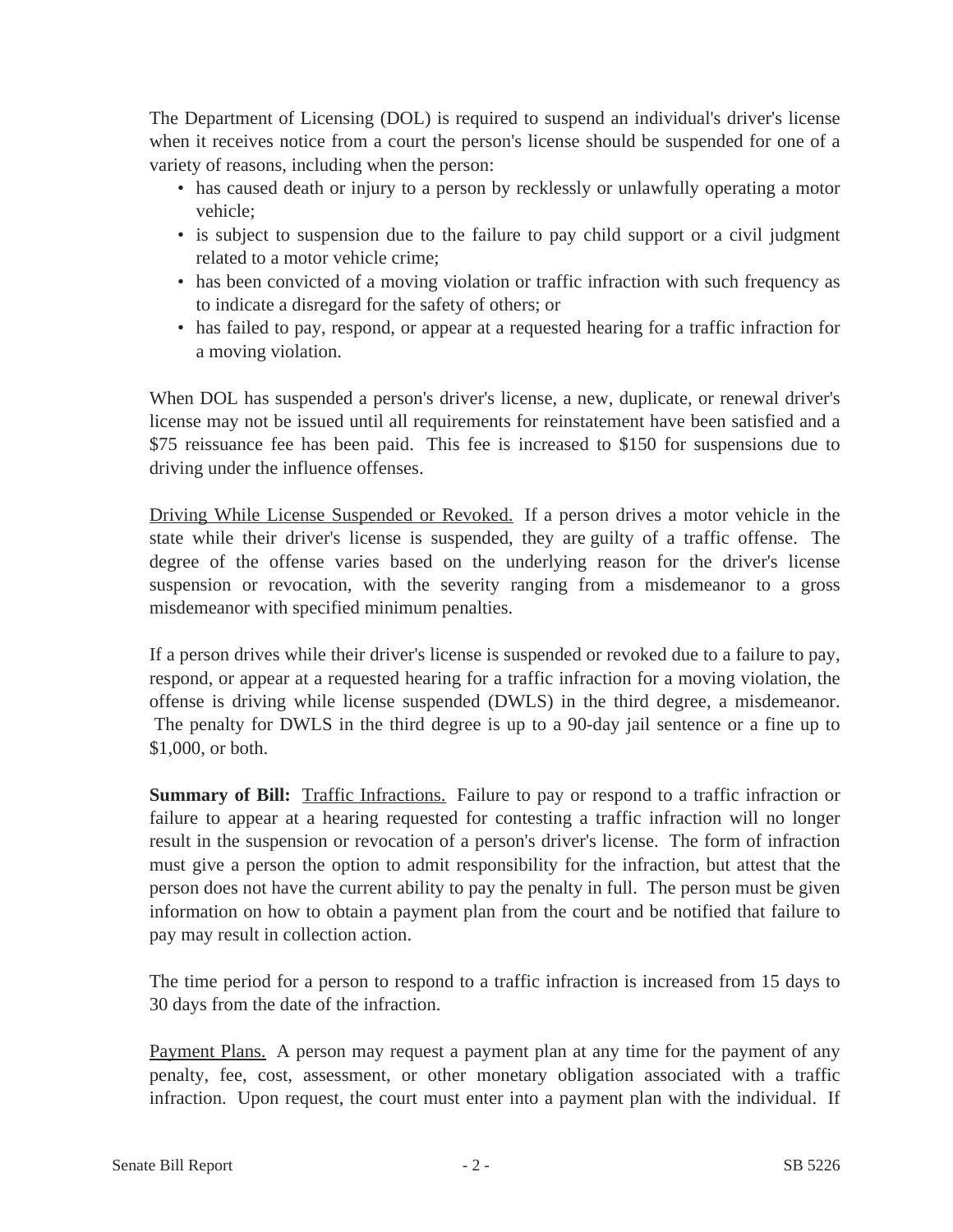The Department of Licensing (DOL) is required to suspend an individual's driver's license when it receives notice from a court the person's license should be suspended for one of a variety of reasons, including when the person:

- has caused death or injury to a person by recklessly or unlawfully operating a motor vehicle;
- is subject to suspension due to the failure to pay child support or a civil judgment related to a motor vehicle crime;
- has been convicted of a moving violation or traffic infraction with such frequency as to indicate a disregard for the safety of others; or
- has failed to pay, respond, or appear at a requested hearing for a traffic infraction for a moving violation.

When DOL has suspended a person's driver's license, a new, duplicate, or renewal driver's license may not be issued until all requirements for reinstatement have been satisfied and a $75 reissuance fee has been paid. This fee is increased to $150 for suspensions due to driving under the influence offenses.

<u>Driving While License Suspended or Revoked.</u> If a person drives a motor vehicle in the state while their driver's license is suspended, they are guilty of a traffic offense. The degree of the offense varies based on the underlying reason for the driver's license suspension or revocation, with the severity ranging from a misdemeanor to a gross misdemeanor with specified minimum penalties.

If a person drives while their driver's license is suspended or revoked due to a failure to pay, respond, or appear at a requested hearing for a traffic infraction for a moving violation, the offense is driving while license suspended (DWLS) in the third degree, a misdemeanor. The penalty for DWLS in the third degree is up to a 90-day jail sentence or a fine up to $1,000, or both.

**Summary of Bill:** <u>Traffic Infractions.</u> Failure to pay or respond to a traffic infraction or failure to appear at a hearing requested for contesting a traffic infraction will no longer result in the suspension or revocation of a person's driver's license. The form of infraction must give a person the option to admit responsibility for the infraction, but attest that the person does not have the current ability to pay the penalty in full. The person must be given information on how to obtain a payment plan from the court and be notified that failure to pay may result in collection action.

The time period for a person to respond to a traffic infraction is increased from 15 days to 30 days from the date of the infraction.

<u>Payment Plans.</u> A person may request a payment plan at any time for the payment of any penalty, fee, cost, assessment, or other monetary obligation associated with a traffic infraction. Upon request, the court must enter into a payment plan with the individual. If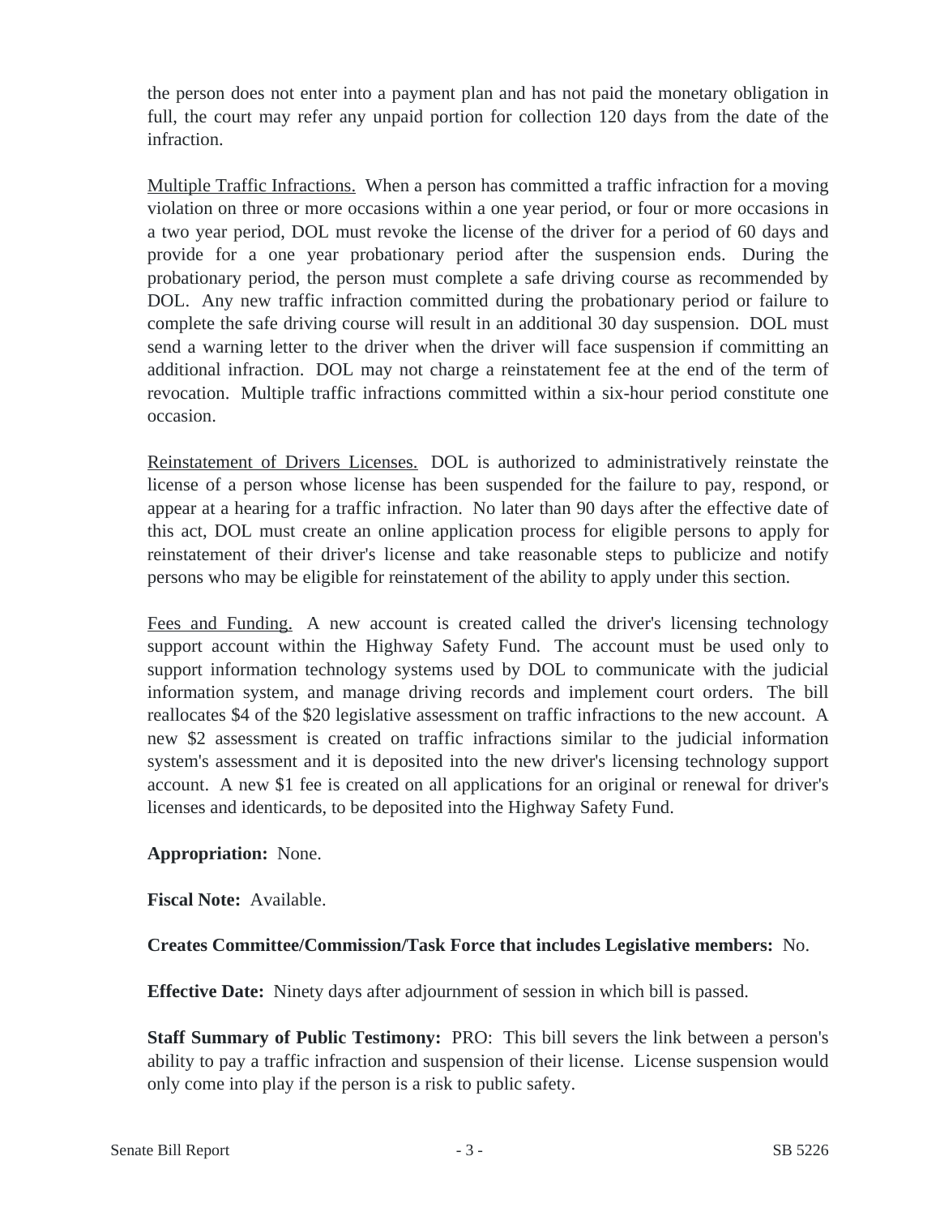the person does not enter into a payment plan and has not paid the monetary obligation in full, the court may refer any unpaid portion for collection 120 days from the date of the infraction.

Multiple Traffic Infractions. When a person has committed a traffic infraction for a moving violation on three or more occasions within a one year period, or four or more occasions in a two year period, DOL must revoke the license of the driver for a period of 60 days and provide for a one year probationary period after the suspension ends. During the probationary period, the person must complete a safe driving course as recommended by DOL. Any new traffic infraction committed during the probationary period or failure to complete the safe driving course will result in an additional 30 day suspension. DOL must send a warning letter to the driver when the driver will face suspension if committing an additional infraction. DOL may not charge a reinstatement fee at the end of the term of revocation. Multiple traffic infractions committed within a six-hour period constitute one occasion.

Reinstatement of Drivers Licenses. DOL is authorized to administratively reinstate the license of a person whose license has been suspended for the failure to pay, respond, or appear at a hearing for a traffic infraction. No later than 90 days after the effective date of this act, DOL must create an online application process for eligible persons to apply for reinstatement of their driver's license and take reasonable steps to publicize and notify persons who may be eligible for reinstatement of the ability to apply under this section.

Fees and Funding. A new account is created called the driver's licensing technology support account within the Highway Safety Fund. The account must be used only to support information technology systems used by DOL to communicate with the judicial information system, and manage driving records and implement court orders. The bill reallocates $4 of the $20 legislative assessment on traffic infractions to the new account. A new $2 assessment is created on traffic infractions similar to the judicial information system's assessment and it is deposited into the new driver's licensing technology support account. A new $1 fee is created on all applications for an original or renewal for driver's licenses and identicards, to be deposited into the Highway Safety Fund.

**Appropriation:** None.

**Fiscal Note:** Available.

**Creates Committee/Commission/Task Force that includes Legislative members:** No.

**Effective Date:** Ninety days after adjournment of session in which bill is passed.

**Staff Summary of Public Testimony:** PRO: This bill severs the link between a person's ability to pay a traffic infraction and suspension of their license. License suspension would only come into play if the person is a risk to public safety.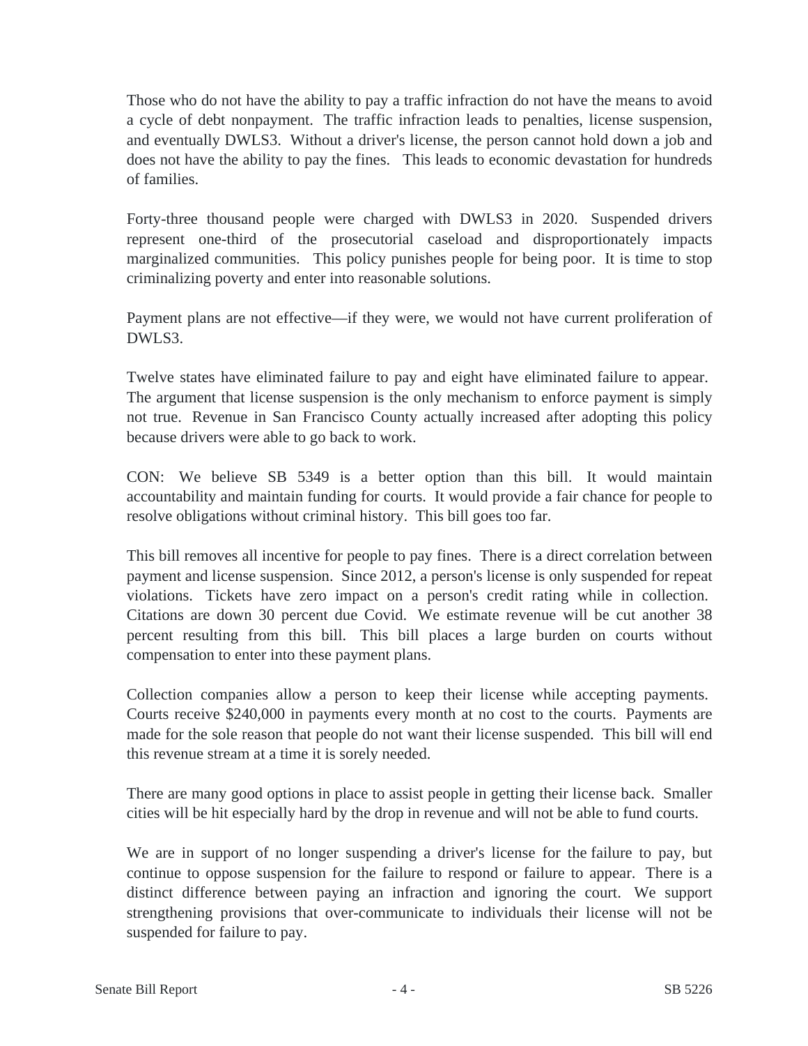Those who do not have the ability to pay a traffic infraction do not have the means to avoid a cycle of debt nonpayment. The traffic infraction leads to penalties, license suspension, and eventually DWLS3. Without a driver's license, the person cannot hold down a job and does not have the ability to pay the fines. This leads to economic devastation for hundreds of families.

Forty-three thousand people were charged with DWLS3 in 2020. Suspended drivers represent one-third of the prosecutorial caseload and disproportionately impacts marginalized communities. This policy punishes people for being poor. It is time to stop criminalizing poverty and enter into reasonable solutions.

Payment plans are not effective—if they were, we would not have current proliferation of DWLS3.

Twelve states have eliminated failure to pay and eight have eliminated failure to appear. The argument that license suspension is the only mechanism to enforce payment is simply not true. Revenue in San Francisco County actually increased after adopting this policy because drivers were able to go back to work.

CON: We believe SB 5349 is a better option than this bill. It would maintain accountability and maintain funding for courts. It would provide a fair chance for people to resolve obligations without criminal history. This bill goes too far.

This bill removes all incentive for people to pay fines. There is a direct correlation between payment and license suspension. Since 2012, a person's license is only suspended for repeat violations. Tickets have zero impact on a person's credit rating while in collection. Citations are down 30 percent due Covid. We estimate revenue will be cut another 38 percent resulting from this bill. This bill places a large burden on courts without compensation to enter into these payment plans.

Collection companies allow a person to keep their license while accepting payments. Courts receive $240,000 in payments every month at no cost to the courts. Payments are made for the sole reason that people do not want their license suspended. This bill will end this revenue stream at a time it is sorely needed.

There are many good options in place to assist people in getting their license back. Smaller cities will be hit especially hard by the drop in revenue and will not be able to fund courts.

We are in support of no longer suspending a driver's license for the failure to pay, but continue to oppose suspension for the failure to respond or failure to appear. There is a distinct difference between paying an infraction and ignoring the court. We support strengthening provisions that over-communicate to individuals their license will not be suspended for failure to pay.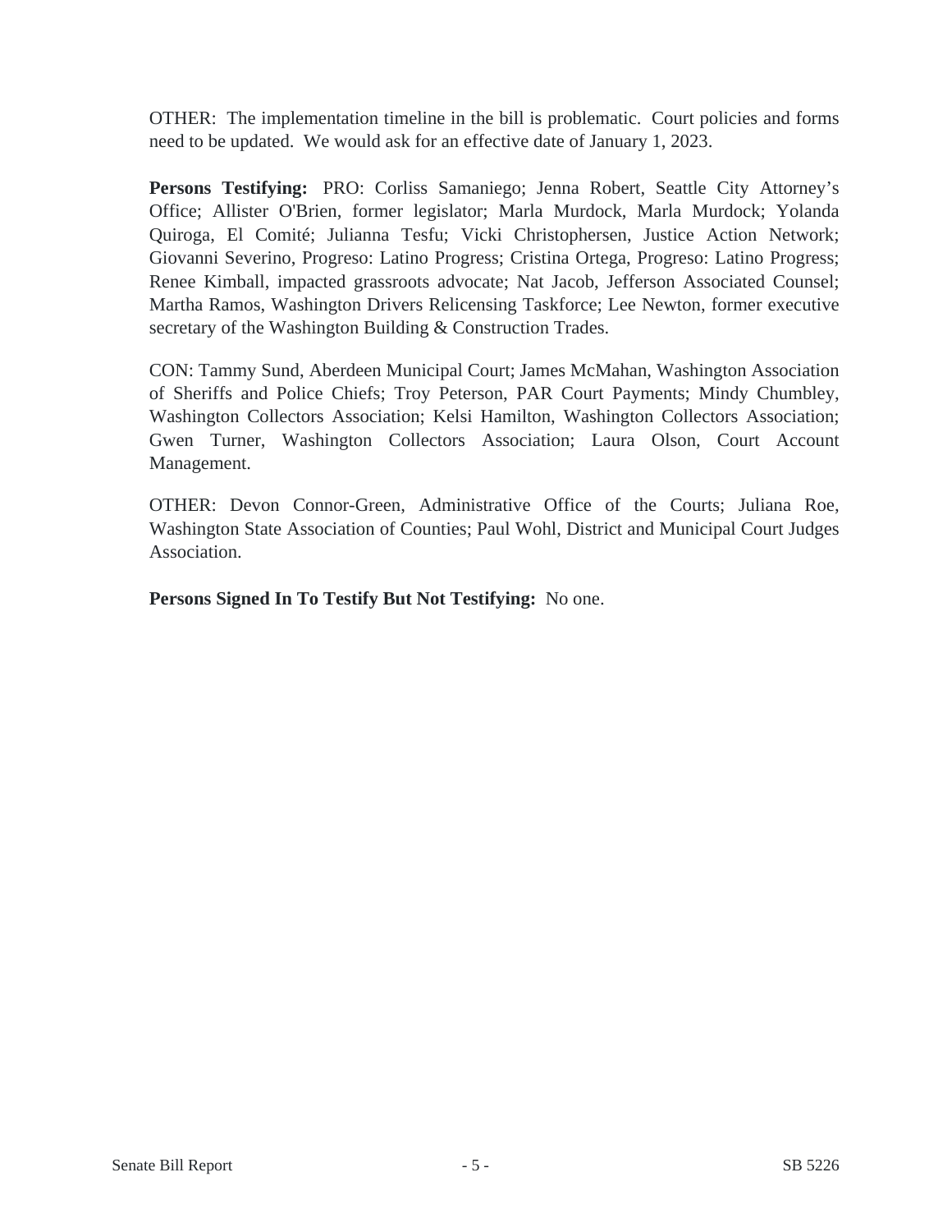OTHER: The implementation timeline in the bill is problematic. Court policies and forms need to be updated. We would ask for an effective date of January 1, 2023.

**Persons Testifying:** PRO: Corliss Samaniego; Jenna Robert, Seattle City Attorney's Office; Allister O'Brien, former legislator; Marla Murdock, Marla Murdock; Yolanda Quiroga, El Comité; Julianna Tesfu; Vicki Christophersen, Justice Action Network; Giovanni Severino, Progreso: Latino Progress; Cristina Ortega, Progreso: Latino Progress; Renee Kimball, impacted grassroots advocate; Nat Jacob, Jefferson Associated Counsel; Martha Ramos, Washington Drivers Relicensing Taskforce; Lee Newton, former executive secretary of the Washington Building & Construction Trades.

CON: Tammy Sund, Aberdeen Municipal Court; James McMahan, Washington Association of Sheriffs and Police Chiefs; Troy Peterson, PAR Court Payments; Mindy Chumbley, Washington Collectors Association; Kelsi Hamilton, Washington Collectors Association; Gwen Turner, Washington Collectors Association; Laura Olson, Court Account Management.

OTHER: Devon Connor-Green, Administrative Office of the Courts; Juliana Roe, Washington State Association of Counties; Paul Wohl, District and Municipal Court Judges Association.

**Persons Signed In To Testify But Not Testifying:** No one.